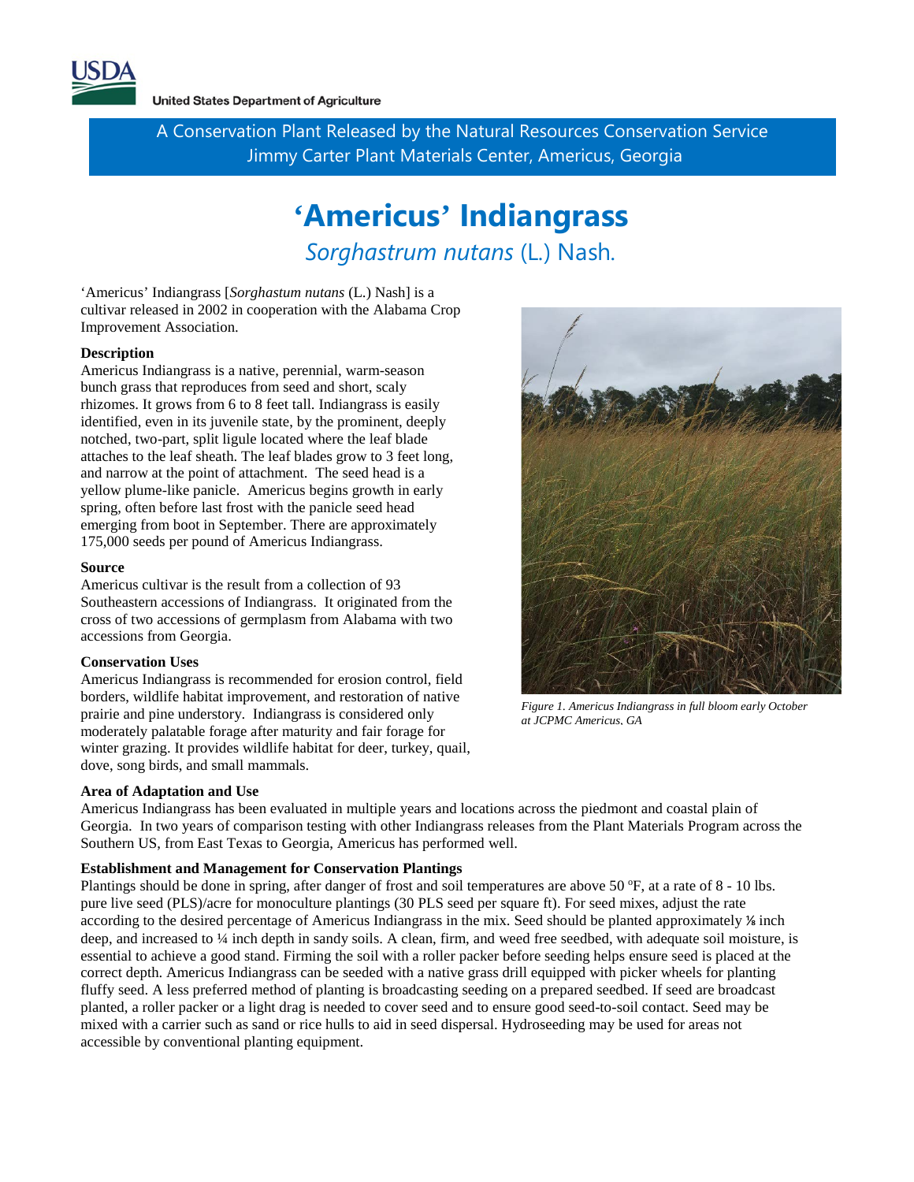United States Department of Agriculture

A Conservation Plant Released by the Natural Resources Conservation Service
Jimmy Carter Plant Materials Center, Americus, Georgia

# 'Americus' Indiangrass

## *Sorghastrum nutans* (L.) Nash.

'Americus' Indiangrass [*Sorghastum nutans* (L.) Nash] is a cultivar released in 2002 in cooperation with the Alabama Crop Improvement Association.

### Description

Americus Indiangrass is a native, perennial, warm-season bunch grass that reproduces from seed and short, scaly rhizomes. It grows from 6 to 8 feet tall. Indiangrass is easily identified, even in its juvenile state, by the prominent, deeply notched, two-part, split ligule located where the leaf blade attaches to the leaf sheath. The leaf blades grow to 3 feet long, and narrow at the point of attachment. The seed head is a yellow plume-like panicle. Americus begins growth in early spring, often before last frost with the panicle seed head emerging from boot in September. There are approximately 175,000 seeds per pound of Americus Indiangrass.

### Source

Americus cultivar is the result from a collection of 93 Southeastern accessions of Indiangrass. It originated from the cross of two accessions of germplasm from Alabama with two accessions from Georgia.

### Conservation Uses

Americus Indiangrass is recommended for erosion control, field borders, wildlife habitat improvement, and restoration of native prairie and pine understory. Indiangrass is considered only moderately palatable forage after maturity and fair forage for winter grazing. It provides wildlife habitat for deer, turkey, quail, dove, song birds, and small mammals.

*Figure 1. Americus Indiangrass in full bloom early October at JCPMC Americus, GA*

### Area of Adaptation and Use

Americus Indiangrass has been evaluated in multiple years and locations across the piedmont and coastal plain of Georgia. In two years of comparison testing with other Indiangrass releases from the Plant Materials Program across the Southern US, from East Texas to Georgia, Americus has performed well.

### Establishment and Management for Conservation Plantings

Plantings should be done in spring, after danger of frost and soil temperatures are above 50 °F, at a rate of 8 - 10 lbs. pure live seed (PLS)/acre for monoculture plantings (30 PLS seed per square ft). For seed mixes, adjust the rate according to the desired percentage of Americus Indiangrass in the mix. Seed should be planted approximately ⅛ inch deep, and increased to ¼ inch depth in sandy soils. A clean, firm, and weed free seedbed, with adequate soil moisture, is essential to achieve a good stand. Firming the soil with a roller packer before seeding helps ensure seed is placed at the correct depth. Americus Indiangrass can be seeded with a native grass drill equipped with picker wheels for planting fluffy seed. A less preferred method of planting is broadcasting seeding on a prepared seedbed. If seed are broadcast planted, a roller packer or a light drag is needed to cover seed and to ensure good seed-to-soil contact. Seed may be mixed with a carrier such as sand or rice hulls to aid in seed dispersal. Hydroseeding may be used for areas not accessible by conventional planting equipment.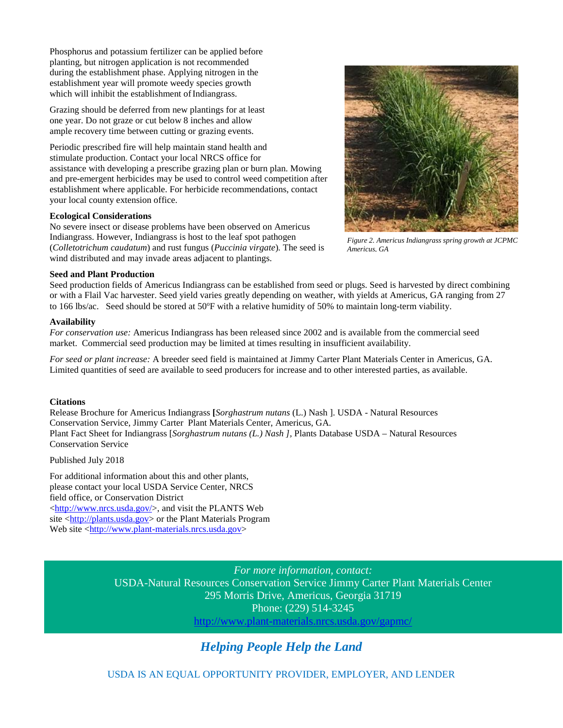Phosphorus and potassium fertilizer can be applied before planting, but nitrogen application is not recommended during the establishment phase. Applying nitrogen in the establishment year will promote weedy species growth which will inhibit the establishment of Indiangrass.

Grazing should be deferred from new plantings for at least one year. Do not graze or cut below 8 inches and allow ample recovery time between cutting or grazing events.

Periodic prescribed fire will help maintain stand health and stimulate production. Contact your local NRCS office for assistance with developing a prescribe grazing plan or burn plan. Mowing and pre-emergent herbicides may be used to control weed competition after establishment where applicable. For herbicide recommendations, contact your local county extension office.

**Ecological Considerations**

No severe insect or disease problems have been observed on Americus Indiangrass. However, Indiangrass is host to the leaf spot pathogen (*Colletotrichum caudatum*) and rust fungus (*Puccinia virgate*). The seed is wind distributed and may invade areas adjacent to plantings.

*Figure 2. Americus Indiangrass spring growth at JCPMC Americus, GA*

**Seed and Plant Production**

Seed production fields of Americus Indiangrass can be established from seed or plugs. Seed is harvested by direct combining or with a Flail Vac harvester. Seed yield varies greatly depending on weather, with yields at Americus, GA ranging from 27 to 166 lbs/ac. Seed should be stored at 50ºF with a relative humidity of 50% to maintain long-term viability.

**Availability**

*For conservation use:* Americus Indiangrass has been released since 2002 and is available from the commercial seed market. Commercial seed production may be limited at times resulting in insufficient availability.

*For seed or plant increase:* A breeder seed field is maintained at Jimmy Carter Plant Materials Center in Americus, GA. Limited quantities of seed are available to seed producers for increase and to other interested parties, as available.

**Citations**

Release Brochure for Americus Indiangrass [*Sorghastrum nutans* (L.) Nash ]. USDA - Natural Resources Conservation Service, Jimmy Carter Plant Materials Center, Americus, GA.
Plant Fact Sheet for Indiangrass [*Sorghastrum nutans (L.) Nash ]*, Plants Database USDA – Natural Resources Conservation Service

Published July 2018

For additional information about this and other plants, please contact your local USDA Service Center, NRCS field office, or Conservation District <http://www.nrcs.usda.gov/>, and visit the PLANTS Web site <http://plants.usda.gov> or the Plant Materials Program Web site <http://www.plant-materials.nrcs.usda.gov>

*For more information, contact:*
USDA-Natural Resources Conservation Service Jimmy Carter Plant Materials Center
295 Morris Drive, Americus, Georgia 31719
Phone: (229) 514-3245
http://www.plant-materials.nrcs.usda.gov/gapmc/

***Helping People Help the Land***

USDA IS AN EQUAL OPPORTUNITY PROVIDER, EMPLOYER, AND LENDER